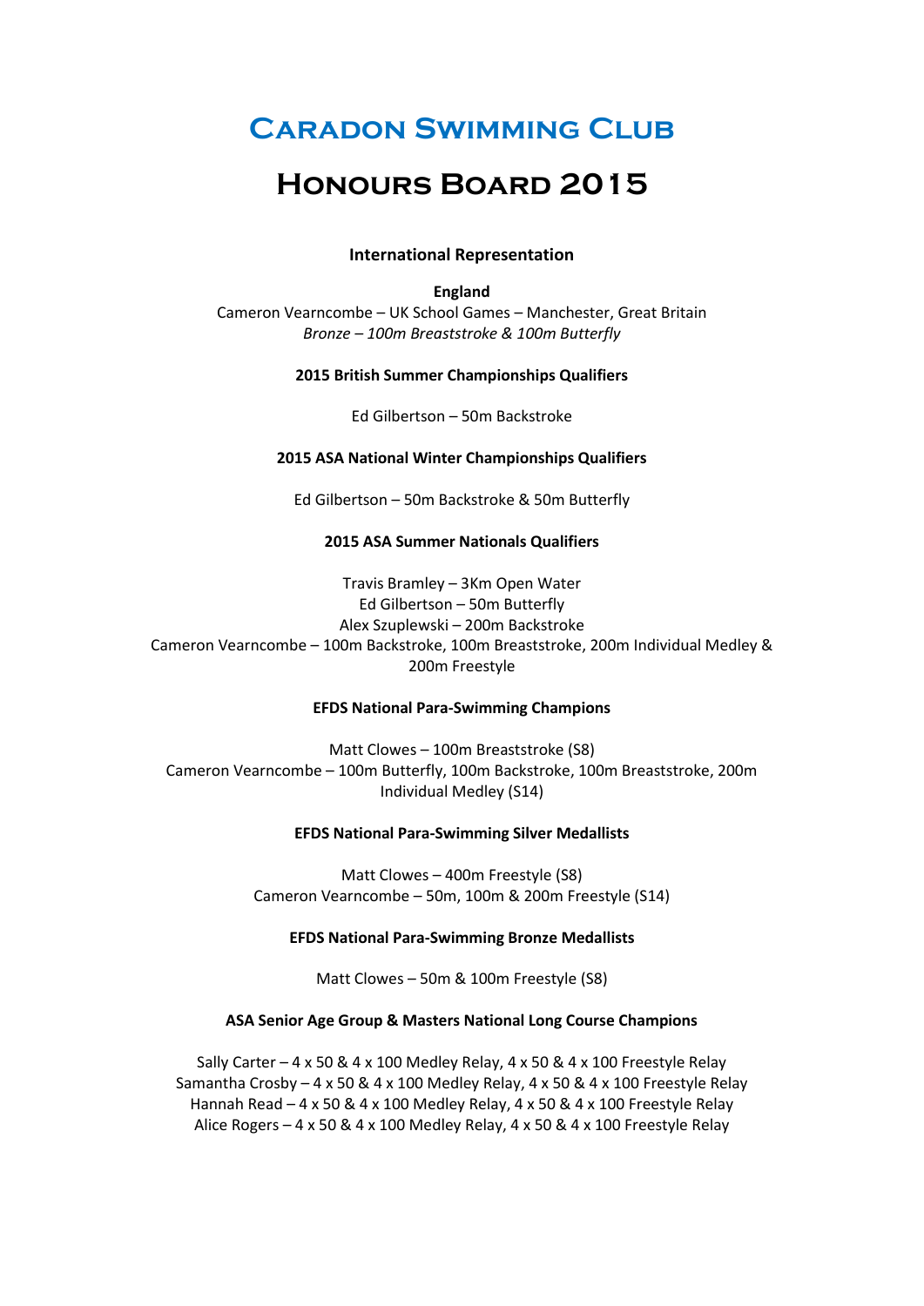# Caradon Swimming Club

# Honours Board 2015

### International Representation

**England**

Cameron Vearncombe – UK School Games – Manchester, Great Britain
*Bronze – 100m Breaststroke & 100m Butterfly*

**2015 British Summer Championships Qualifiers**

Ed Gilbertson – 50m Backstroke

**2015 ASA National Winter Championships Qualifiers**

Ed Gilbertson – 50m Backstroke & 50m Butterfly

**2015 ASA Summer Nationals Qualifiers**

Travis Bramley – 3Km Open Water
Ed Gilbertson – 50m Butterfly
Alex Szuplewski – 200m Backstroke
Cameron Vearncombe – 100m Backstroke, 100m Breaststroke, 200m Individual Medley & 200m Freestyle

**EFDS National Para-Swimming Champions**

Matt Clowes – 100m Breaststroke (S8)
Cameron Vearncombe – 100m Butterfly, 100m Backstroke, 100m Breaststroke, 200m Individual Medley (S14)

**EFDS National Para-Swimming Silver Medallists**

Matt Clowes – 400m Freestyle (S8)
Cameron Vearncombe – 50m, 100m & 200m Freestyle (S14)

**EFDS National Para-Swimming Bronze Medallists**

Matt Clowes – 50m & 100m Freestyle (S8)

**ASA Senior Age Group & Masters National Long Course Champions**

Sally Carter – 4 x 50 & 4 x 100 Medley Relay, 4 x 50 & 4 x 100 Freestyle Relay
Samantha Crosby – 4 x 50 & 4 x 100 Medley Relay, 4 x 50 & 4 x 100 Freestyle Relay
Hannah Read – 4 x 50 & 4 x 100 Medley Relay, 4 x 50 & 4 x 100 Freestyle Relay
Alice Rogers – 4 x 50 & 4 x 100 Medley Relay, 4 x 50 & 4 x 100 Freestyle Relay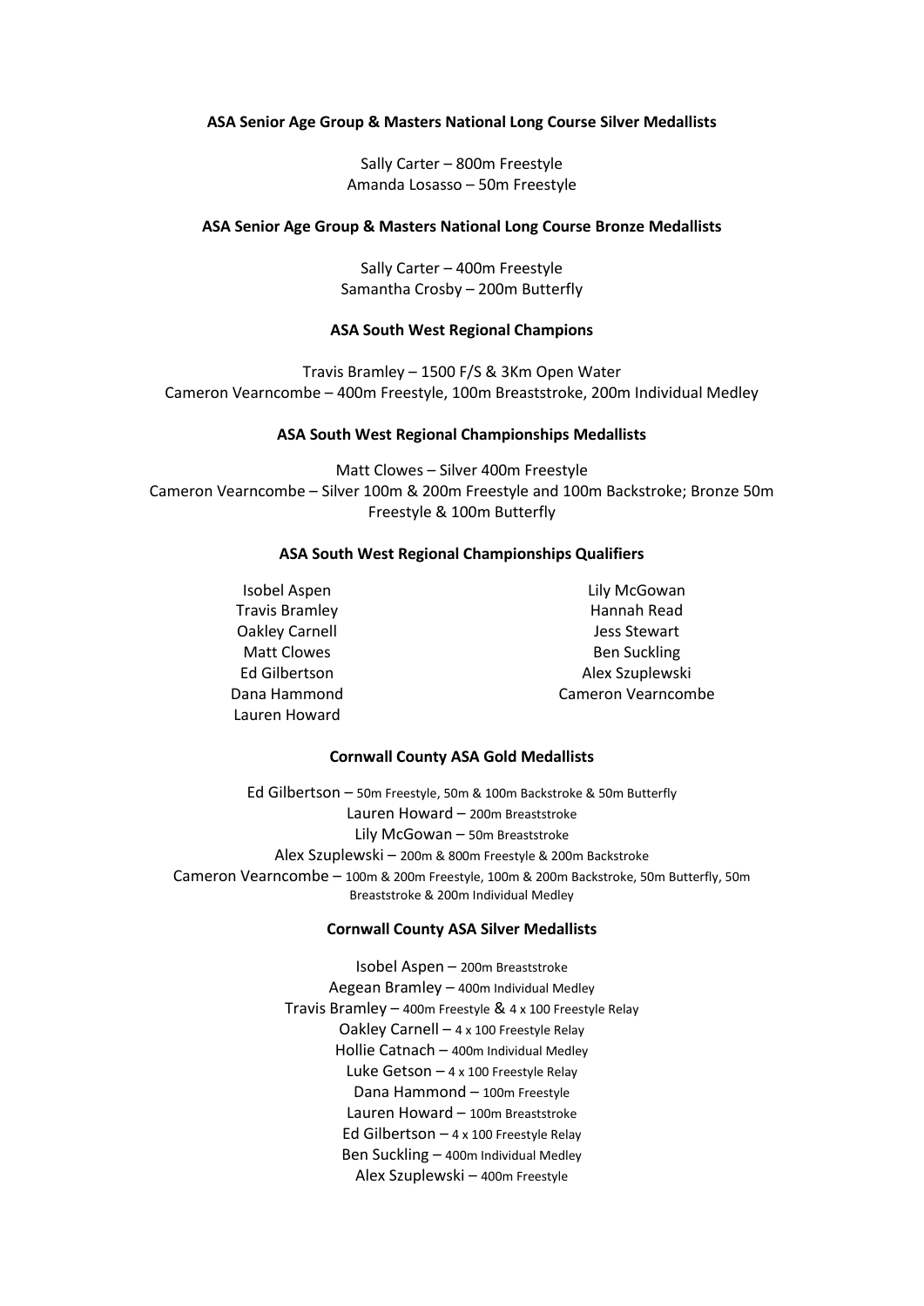**ASA Senior Age Group & Masters National Long Course Silver Medallists**

Sally Carter – 800m Freestyle
Amanda Losasso – 50m Freestyle

**ASA Senior Age Group & Masters National Long Course Bronze Medallists**

Sally Carter – 400m Freestyle
Samantha Crosby – 200m Butterfly

**ASA South West Regional Champions**

Travis Bramley – 1500 F/S & 3Km Open Water
Cameron Vearncombe – 400m Freestyle, 100m Breaststroke, 200m Individual Medley

**ASA South West Regional Championships Medallists**

Matt Clowes – Silver 400m Freestyle
Cameron Vearncombe – Silver 100m & 200m Freestyle and 100m Backstroke; Bronze 50m Freestyle & 100m Butterfly

**ASA South West Regional Championships Qualifiers**

Isobel Aspen
Travis Bramley
Oakley Carnell
Matt Clowes
Ed Gilbertson
Dana Hammond
Lauren Howard
Lily McGowan
Hannah Read
Jess Stewart
Ben Suckling
Alex Szuplewski
Cameron Vearncombe

**Cornwall County ASA Gold Medallists**

Ed Gilbertson – 50m Freestyle, 50m & 100m Backstroke & 50m Butterfly
Lauren Howard – 200m Breaststroke
Lily McGowan – 50m Breaststroke
Alex Szuplewski – 200m & 800m Freestyle & 200m Backstroke
Cameron Vearncombe – 100m & 200m Freestyle, 100m & 200m Backstroke, 50m Butterfly, 50m Breaststroke & 200m Individual Medley

**Cornwall County ASA Silver Medallists**

Isobel Aspen – 200m Breaststroke
Aegean Bramley – 400m Individual Medley
Travis Bramley – 400m Freestyle & 4 x 100 Freestyle Relay
Oakley Carnell – 4 x 100 Freestyle Relay
Hollie Catnach – 400m Individual Medley
Luke Getson – 4 x 100 Freestyle Relay
Dana Hammond – 100m Freestyle
Lauren Howard – 100m Breaststroke
Ed Gilbertson – 4 x 100 Freestyle Relay
Ben Suckling – 400m Individual Medley
Alex Szuplewski – 400m Freestyle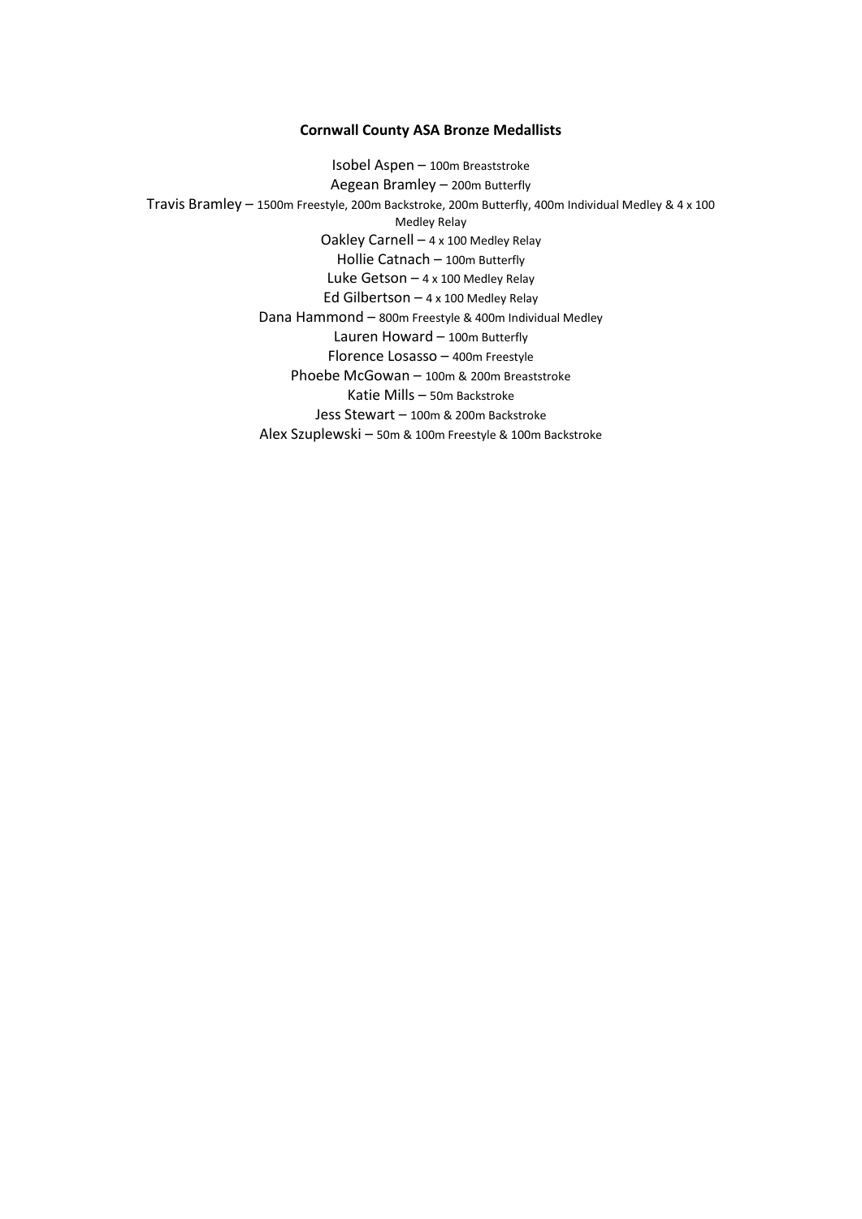**Cornwall County ASA Bronze Medallists**

Isobel Aspen – 100m Breaststroke

Aegean Bramley – 200m Butterfly

Travis Bramley – 1500m Freestyle, 200m Backstroke, 200m Butterfly, 400m Individual Medley & 4 x 100 Medley Relay

Oakley Carnell – 4 x 100 Medley Relay

Hollie Catnach – 100m Butterfly

Luke Getson – 4 x 100 Medley Relay

Ed Gilbertson – 4 x 100 Medley Relay

Dana Hammond – 800m Freestyle & 400m Individual Medley

Lauren Howard – 100m Butterfly

Florence Losasso – 400m Freestyle

Phoebe McGowan – 100m & 200m Breaststroke

Katie Mills – 50m Backstroke

Jess Stewart – 100m & 200m Backstroke

Alex Szuplewski – 50m & 100m Freestyle & 100m Backstroke